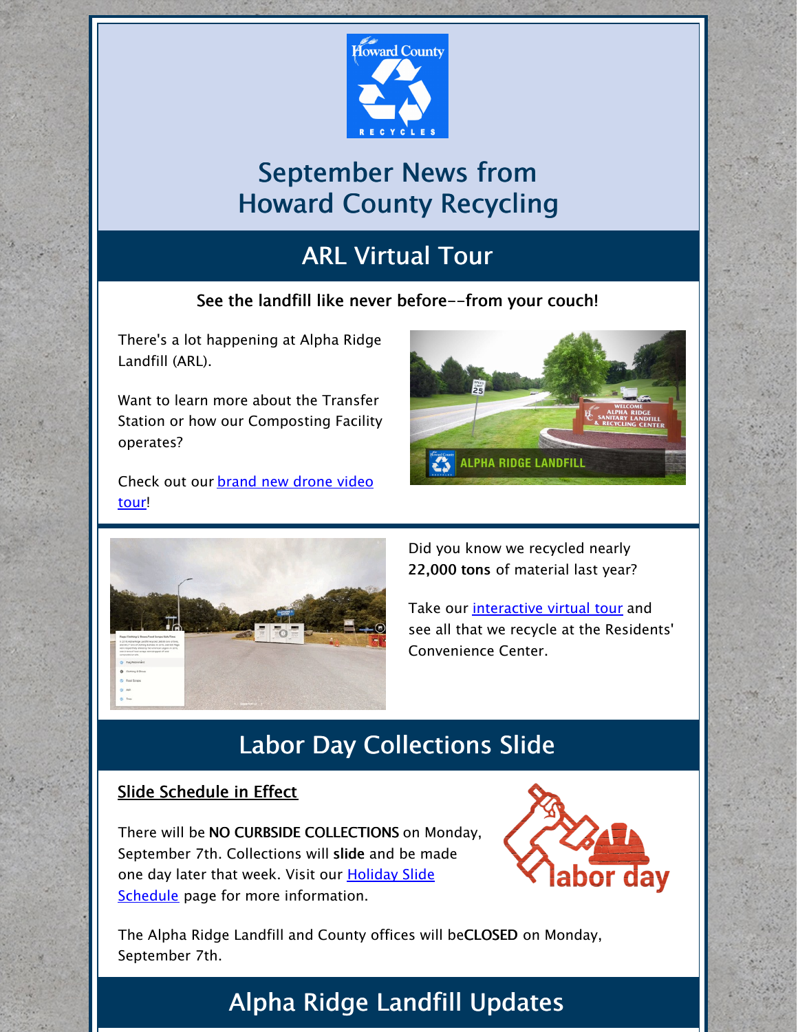# September News from Howard County Recycling

## ARL Virtual Tour

**See the landfill like never before--from your couch!**

There's a lot happening at Alpha Ridge Landfill (ARL).

Want to learn more about the Transfer Station or how our Composting Facility operates?

Check out our [brand new drone video tour]()!

Did you know we recycled nearly **22,000 tons** of material last year?

Take our [interactive virtual tour]() and see all that we recycle at the Residents' Convenience Center.

## Labor Day Collections Slide

**Slide Schedule in Effect**

There will be **NO CURBSIDE COLLECTIONS** on Monday, September 7th. Collections will **slide** and be made one day later that week. Visit our [Holiday Slide Schedule]() page for more information.

The Alpha Ridge Landfill and County offices will be**CLOSED** on Monday, September 7th.

## Alpha Ridge Landfill Updates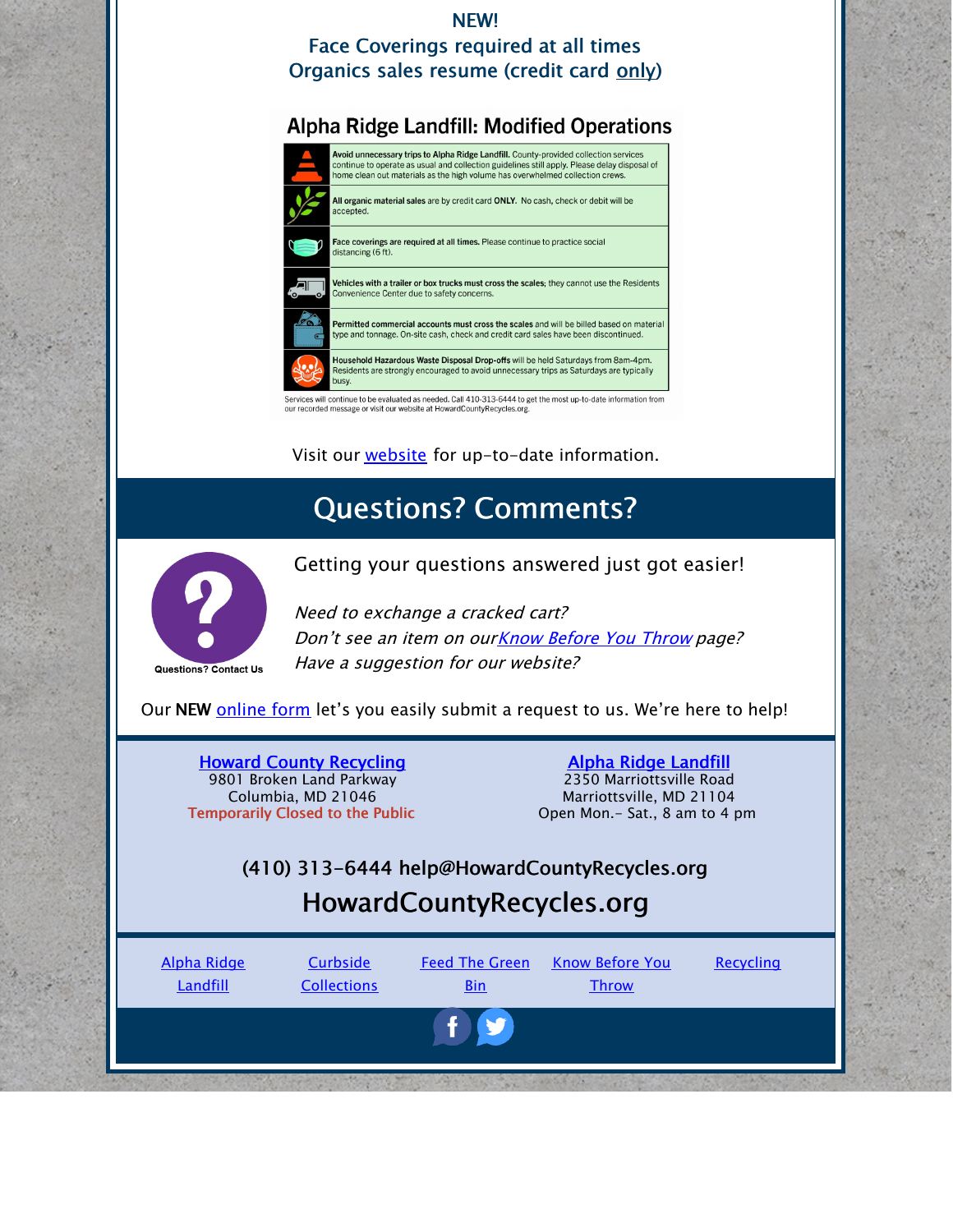NEW!

Face Coverings required at all times

Organics sales resume (credit card only)

## Alpha Ridge Landfill: Modified Operations

**Avoid unnecessary trips to Alpha Ridge Landfill.** County-provided collection services continue to operate as usual and collection guidelines still apply. Please delay disposal of home clean out materials as the high volume has overwhelmed collection crews.

**All organic material sales** are by credit card **ONLY**. No cash, check or debit will be accepted.

**Face coverings are required at all times.** Please continue to practice social distancing (6 ft).

**Vehicles with a trailer or box trucks must cross the scales**; they cannot use the Residents Convenience Center due to safety concerns.

**Permitted commercial accounts must cross the scales** and will be billed based on material type and tonnage. On-site cash, check and credit card sales have been discontinued.

**Household Hazardous Waste Disposal Drop-offs** will be held Saturdays from 8am-4pm. Residents are strongly encouraged to avoid unnecessary trips as Saturdays are typically busy.

Services will continue to be evaluated as needed. Call 410-313-6444 to get the most up-to-date information from our recorded message or visit our website at HowardCountyRecycles.org.

Visit our website for up-to-date information.

## Questions? Comments?

Questions? Contact Us

Getting your questions answered just got easier!

*Need to exchange a cracked cart?*
*Don't see an item on our Know Before You Throw page?*
*Have a suggestion for our website?*

Our **NEW** online form let's you easily submit a request to us. We're here to help!

**Howard County Recycling**
9801 Broken Land Parkway
Columbia, MD 21046
Temporarily Closed to the Public

**Alpha Ridge Landfill**
2350 Marriottsville Road
Marriottsville, MD 21104
Open Mon.- Sat., 8 am to 4 pm

(410) 313-6444 help@HowardCountyRecycles.org

HowardCountyRecycles.org

Alpha Ridge Landfill | Curbside Collections | Feed The Green Bin | Know Before You Throw | Recycling